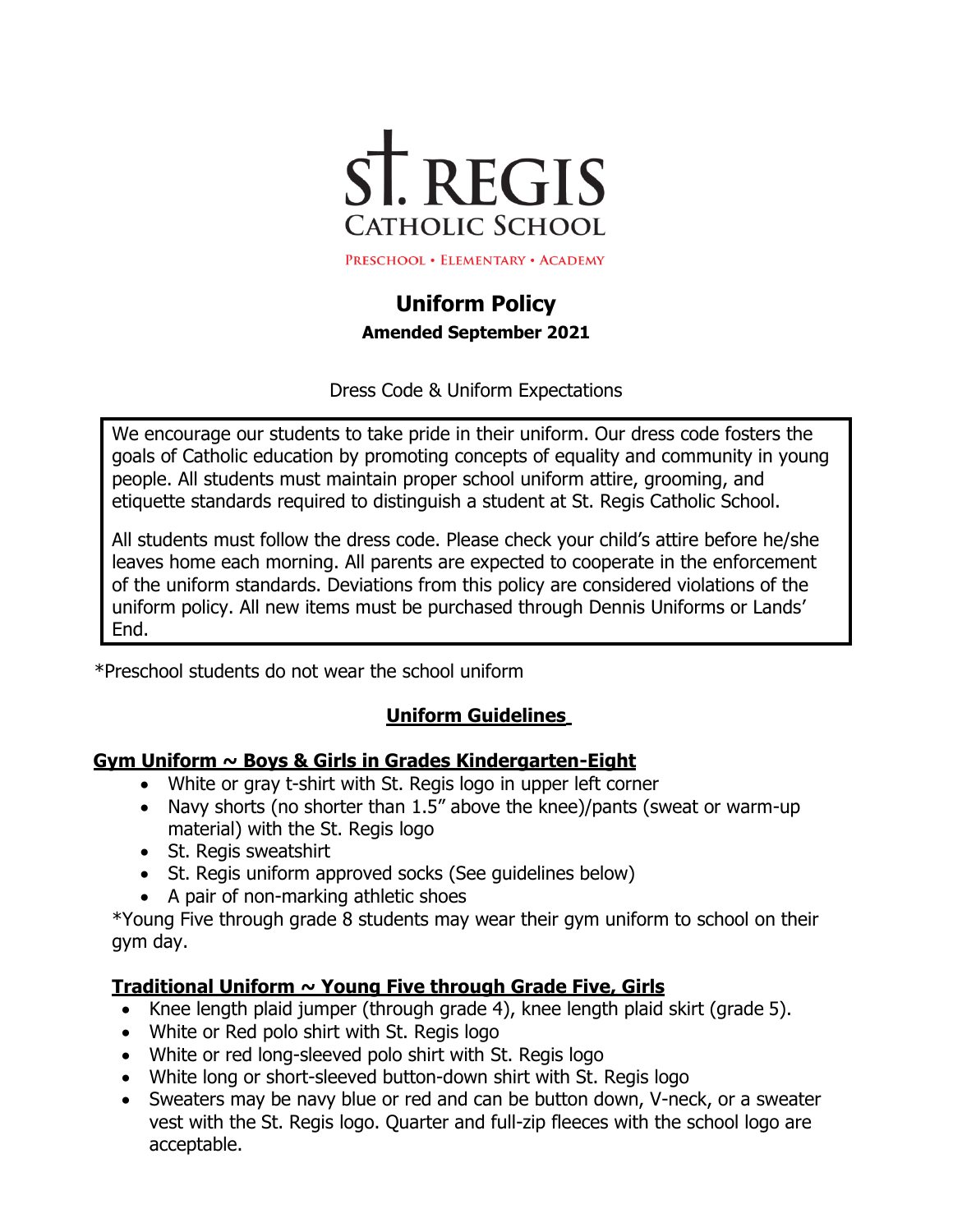# St. REGIS CATHOLIC SCHOOL

PRESCHOOL • ELEMENTARY • ACADEMY

## Uniform Policy

**Amended September 2021**

Dress Code & Uniform Expectations

We encourage our students to take pride in their uniform. Our dress code fosters the goals of Catholic education by promoting concepts of equality and community in young people. All students must maintain proper school uniform attire, grooming, and etiquette standards required to distinguish a student at St. Regis Catholic School.

All students must follow the dress code. Please check your child's attire before he/she leaves home each morning. All parents are expected to cooperate in the enforcement of the uniform standards. Deviations from this policy are considered violations of the uniform policy. All new items must be purchased through Dennis Uniforms or Lands' End.

*Preschool students do not wear the school uniform

### Uniform Guidelines

#### Gym Uniform ~ Boys & Girls in Grades Kindergarten-Eight

- White or gray t-shirt with St. Regis logo in upper left corner
- Navy shorts (no shorter than 1.5" above the knee)/pants (sweat or warm-up material) with the St. Regis logo
- St. Regis sweatshirt
- St. Regis uniform approved socks (See guidelines below)
- A pair of non-marking athletic shoes

*Young Five through grade 8 students may wear their gym uniform to school on their gym day.

#### Traditional Uniform ~ Young Five through Grade Five, Girls

- Knee length plaid jumper (through grade 4), knee length plaid skirt (grade 5).
- White or Red polo shirt with St. Regis logo
- White or red long-sleeved polo shirt with St. Regis logo
- White long or short-sleeved button-down shirt with St. Regis logo
- Sweaters may be navy blue or red and can be button down, V-neck, or a sweater vest with the St. Regis logo. Quarter and full-zip fleeces with the school logo are acceptable.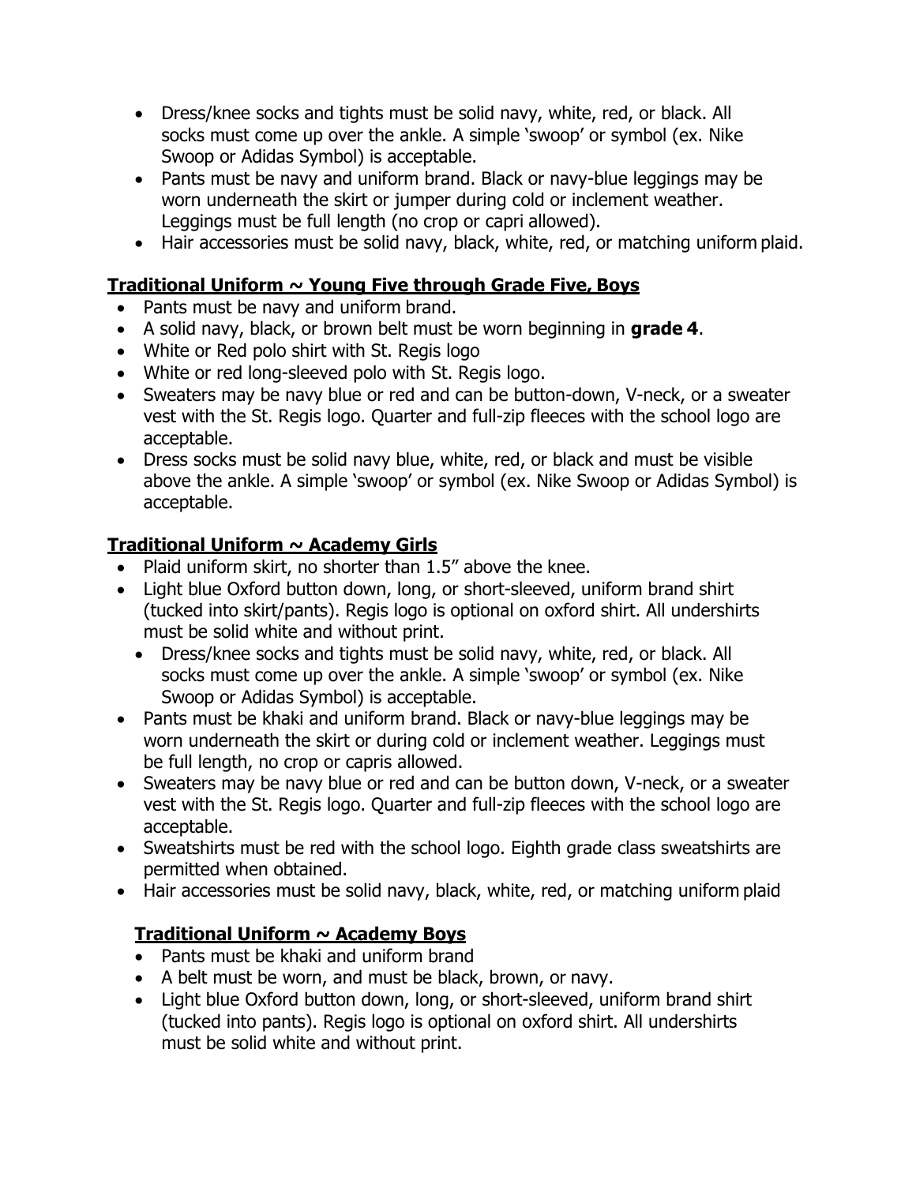- Dress/knee socks and tights must be solid navy, white, red, or black. All socks must come up over the ankle. A simple 'swoop' or symbol (ex. Nike Swoop or Adidas Symbol) is acceptable.
- Pants must be navy and uniform brand. Black or navy-blue leggings may be worn underneath the skirt or jumper during cold or inclement weather. Leggings must be full length (no crop or capri allowed).
- Hair accessories must be solid navy, black, white, red, or matching uniform plaid.

## Traditional Uniform ~ Young Five through Grade Five, Boys

- Pants must be navy and uniform brand.
- A solid navy, black, or brown belt must be worn beginning in **grade 4**.
- White or Red polo shirt with St. Regis logo
- White or red long-sleeved polo with St. Regis logo.
- Sweaters may be navy blue or red and can be button-down, V-neck, or a sweater vest with the St. Regis logo. Quarter and full-zip fleeces with the school logo are acceptable.
- Dress socks must be solid navy blue, white, red, or black and must be visible above the ankle. A simple 'swoop' or symbol (ex. Nike Swoop or Adidas Symbol) is acceptable.

## Traditional Uniform ~ Academy Girls

- Plaid uniform skirt, no shorter than 1.5" above the knee.
- Light blue Oxford button down, long, or short-sleeved, uniform brand shirt (tucked into skirt/pants). Regis logo is optional on oxford shirt. All undershirts must be solid white and without print.
  - Dress/knee socks and tights must be solid navy, white, red, or black. All socks must come up over the ankle. A simple 'swoop' or symbol (ex. Nike Swoop or Adidas Symbol) is acceptable.
- Pants must be khaki and uniform brand. Black or navy-blue leggings may be worn underneath the skirt or during cold or inclement weather. Leggings must be full length, no crop or capris allowed.
- Sweaters may be navy blue or red and can be button down, V-neck, or a sweater vest with the St. Regis logo. Quarter and full-zip fleeces with the school logo are acceptable.
- Sweatshirts must be red with the school logo. Eighth grade class sweatshirts are permitted when obtained.
- Hair accessories must be solid navy, black, white, red, or matching uniform plaid

## Traditional Uniform ~ Academy Boys

- Pants must be khaki and uniform brand
- A belt must be worn, and must be black, brown, or navy.
- Light blue Oxford button down, long, or short-sleeved, uniform brand shirt (tucked into pants). Regis logo is optional on oxford shirt. All undershirts must be solid white and without print.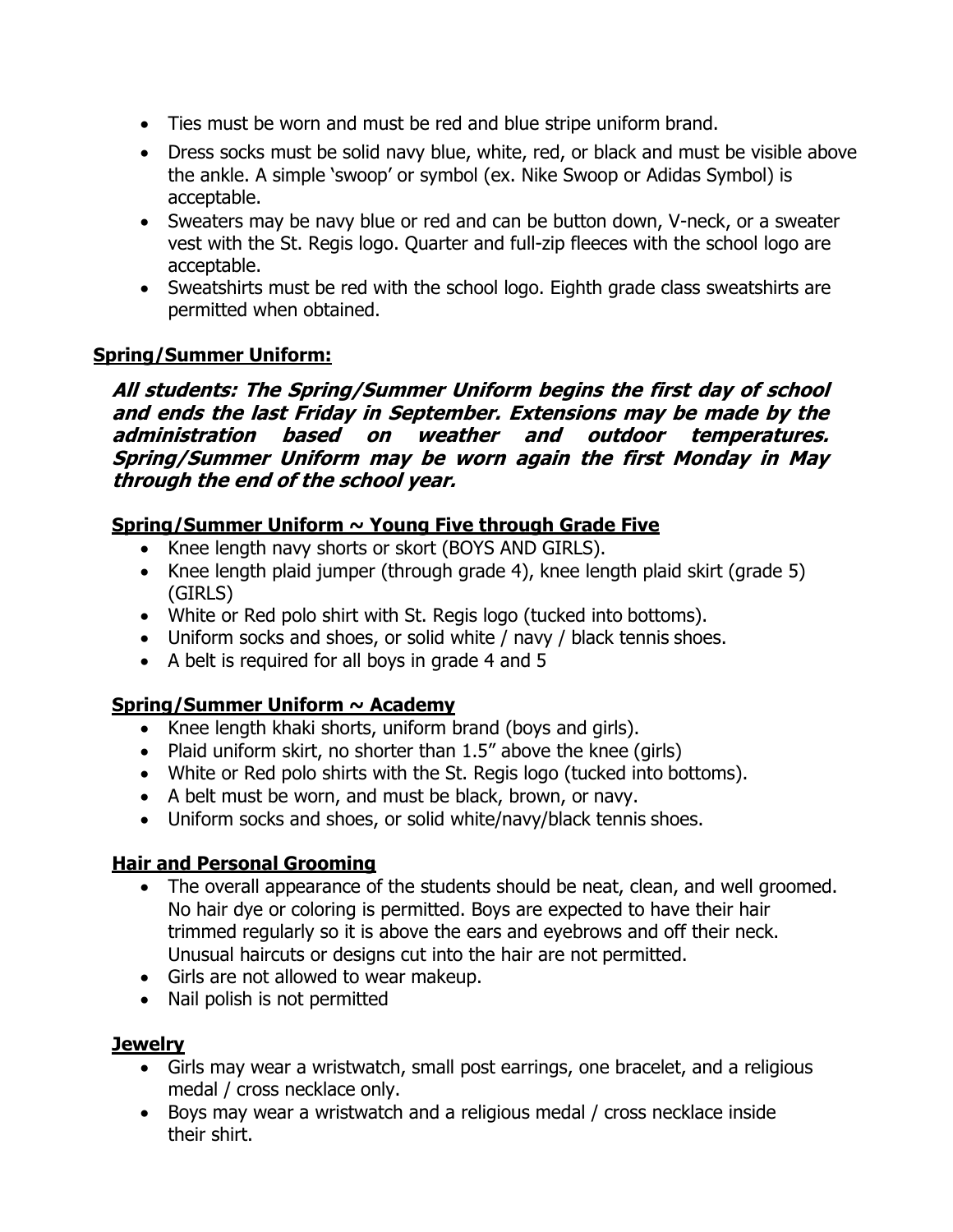- Ties must be worn and must be red and blue stripe uniform brand.
- Dress socks must be solid navy blue, white, red, or black and must be visible above the ankle. A simple 'swoop' or symbol (ex. Nike Swoop or Adidas Symbol) is acceptable.
- Sweaters may be navy blue or red and can be button down, V-neck, or a sweater vest with the St. Regis logo. Quarter and full-zip fleeces with the school logo are acceptable.
- Sweatshirts must be red with the school logo. Eighth grade class sweatshirts are permitted when obtained.

## Spring/Summer Uniform:

***All students: The Spring/Summer Uniform begins the first day of school and ends the last Friday in September. Extensions may be made by the administration based on weather and outdoor temperatures. Spring/Summer Uniform may be worn again the first Monday in May through the end of the school year.***

### Spring/Summer Uniform ~ Young Five through Grade Five

- Knee length navy shorts or skort (BOYS AND GIRLS).
- Knee length plaid jumper (through grade 4), knee length plaid skirt (grade 5) (GIRLS)
- White or Red polo shirt with St. Regis logo (tucked into bottoms).
- Uniform socks and shoes, or solid white / navy / black tennis shoes.
- A belt is required for all boys in grade 4 and 5

### Spring/Summer Uniform ~ Academy

- Knee length khaki shorts, uniform brand (boys and girls).
- Plaid uniform skirt, no shorter than 1.5" above the knee (girls)
- White or Red polo shirts with the St. Regis logo (tucked into bottoms).
- A belt must be worn, and must be black, brown, or navy.
- Uniform socks and shoes, or solid white/navy/black tennis shoes.

### Hair and Personal Grooming

- The overall appearance of the students should be neat, clean, and well groomed. No hair dye or coloring is permitted. Boys are expected to have their hair trimmed regularly so it is above the ears and eyebrows and off their neck. Unusual haircuts or designs cut into the hair are not permitted.
- Girls are not allowed to wear makeup.
- Nail polish is not permitted

### Jewelry

- Girls may wear a wristwatch, small post earrings, one bracelet, and a religious medal / cross necklace only.
- Boys may wear a wristwatch and a religious medal / cross necklace inside their shirt.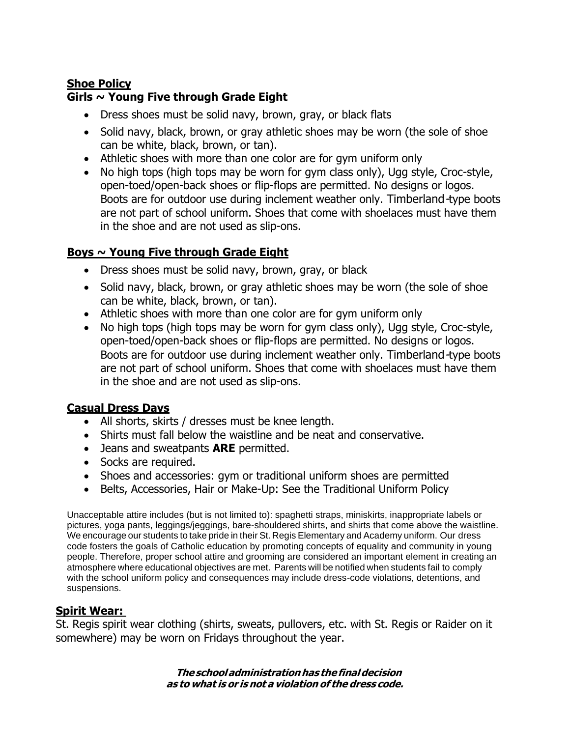## Shoe Policy

### Girls ~ Young Five through Grade Eight

- Dress shoes must be solid navy, brown, gray, or black flats
- Solid navy, black, brown, or gray athletic shoes may be worn (the sole of shoe can be white, black, brown, or tan).
- Athletic shoes with more than one color are for gym uniform only
- No high tops (high tops may be worn for gym class only), Ugg style, Croc-style, open-toed/open-back shoes or flip-flops are permitted. No designs or logos. Boots are for outdoor use during inclement weather only. Timberland-type boots are not part of school uniform. Shoes that come with shoelaces must have them in the shoe and are not used as slip-ons.

### Boys ~ Young Five through Grade Eight

- Dress shoes must be solid navy, brown, gray, or black
- Solid navy, black, brown, or gray athletic shoes may be worn (the sole of shoe can be white, black, brown, or tan).
- Athletic shoes with more than one color are for gym uniform only
- No high tops (high tops may be worn for gym class only), Ugg style, Croc-style, open-toed/open-back shoes or flip-flops are permitted. No designs or logos. Boots are for outdoor use during inclement weather only. Timberland-type boots are not part of school uniform. Shoes that come with shoelaces must have them in the shoe and are not used as slip-ons.

## Casual Dress Days

- All shorts, skirts / dresses must be knee length.
- Shirts must fall below the waistline and be neat and conservative.
- Jeans and sweatpants **ARE** permitted.
- Socks are required.
- Shoes and accessories: gym or traditional uniform shoes are permitted
- Belts, Accessories, Hair or Make-Up: See the Traditional Uniform Policy

Unacceptable attire includes (but is not limited to): spaghetti straps, miniskirts, inappropriate labels or pictures, yoga pants, leggings/jeggings, bare-shouldered shirts, and shirts that come above the waistline. We encourage our students to take pride in their St. Regis Elementary and Academy uniform. Our dress code fosters the goals of Catholic education by promoting concepts of equality and community in young people. Therefore, proper school attire and grooming are considered an important element in creating an atmosphere where educational objectives are met. Parents will be notified when students fail to comply with the school uniform policy and consequences may include dress-code violations, detentions, and suspensions.

## Spirit Wear:

St. Regis spirit wear clothing (shirts, sweats, pullovers, etc. with St. Regis or Raider on it somewhere) may be worn on Fridays throughout the year.

***The school administration has the final decision as to what is or is not a violation of the dress code.***